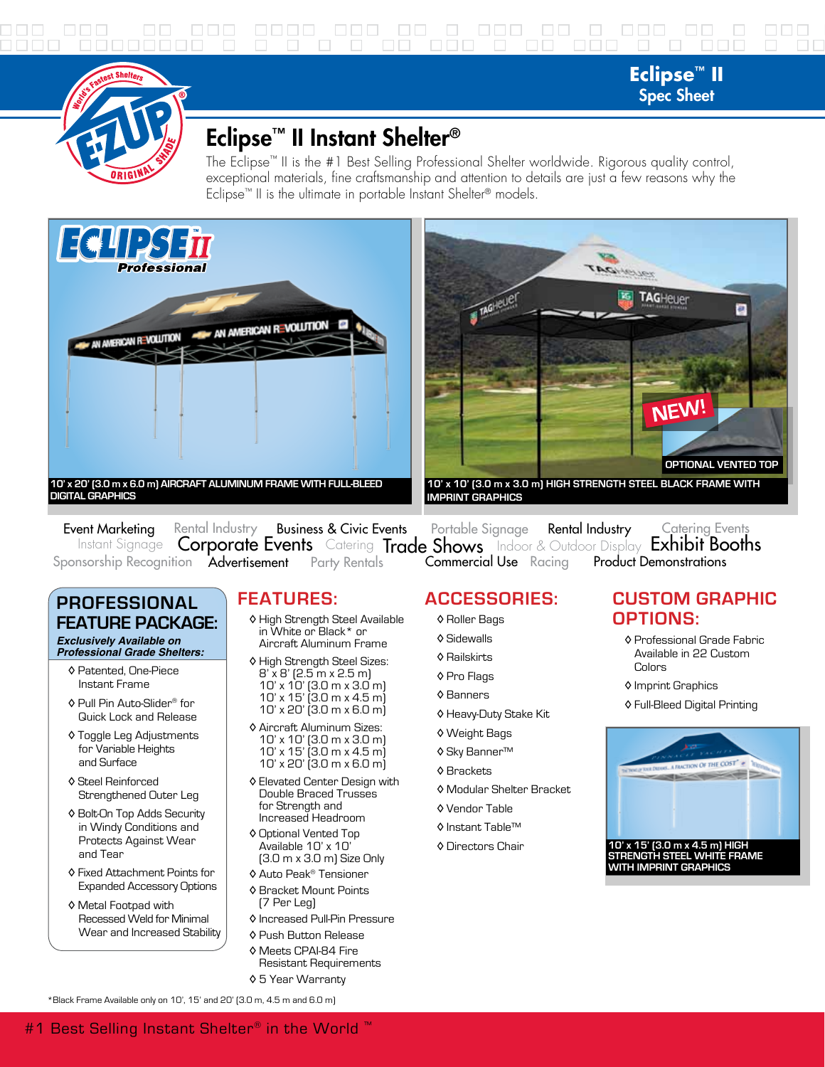# Eclipse™ II Instant Shelter®

The Eclipse™ II is the #1 Best Selling Professional Shelter worldwide. Rigorous quality control, exceptional materials, fine craftsmanship and attention to details are just a few reasons why the Eclipse™ II is the ultimate in portable Instant Shelter® models.

10' x 20' (3.0 m x 6.0 m) AIRCRAFT ALUMINUM FRAME WITH FULL-BLEED DIGITAL GRAPHICS

10' x 10' (3.0 m x 3.0 m) HIGH STRENGTH STEEL BLACK FRAME WITH IMPRINT GRAPHICS

NEW! OPTIONAL VENTED TOP

Event Marketing · Rental Industry · Business & Civic Events · Portable Signage · Rental Industry · Catering Events · Instant Signage · Corporate Events · Catering · Trade Shows · Indoor & Outdoor Display · Exhibit Booths · Sponsorship Recognition · Advertisement · Party Rentals · Commercial Use · Racing · Product Demonstrations

## PROFESSIONAL FEATURE PACKAGE:

***Exclusively Available on Professional Grade Shelters:***

- Patented, One-Piece Instant Frame
- Pull Pin Auto-Slider® for Quick Lock and Release
- Toggle Leg Adjustments for Variable Heights and Surface
- Steel Reinforced Strengthened Outer Leg
- Bolt-On Top Adds Security in Windy Conditions and Protects Against Wear and Tear
- Fixed Attachment Points for Expanded Accessory Options
- Metal Footpad with Recessed Weld for Minimal Wear and Increased Stability

## FEATURES:

- High Strength Steel Available in White or Black* or Aircraft Aluminum Frame
- High Strength Steel Sizes:
  8' x 8' (2.5 m x 2.5 m)
  10' x 10' (3.0 m x 3.0 m)
  10' x 15' (3.0 m x 4.5 m)
  10' x 20' (3.0 m x 6.0 m)
- Aircraft Aluminum Sizes:
  10' x 10' (3.0 m x 3.0 m)
  10' x 15' (3.0 m x 4.5 m)
  10' x 20' (3.0 m x 6.0 m)
- Elevated Center Design with Double Braced Trusses for Strength and Increased Headroom
- Optional Vented Top Available 10' x 10' (3.0 m x 3.0 m) Size Only
- Auto Peak® Tensioner
- Bracket Mount Points (7 Per Leg)
- Increased Pull-Pin Pressure
- Push Button Release
- Meets CPAI-84 Fire Resistant Requirements
- 5 Year Warranty

## ACCESSORIES:

- Roller Bags
- Sidewalls
- Railskirts
- Pro Flags
- Banners
- Heavy-Duty Stake Kit
- Weight Bags
- Sky Banner™
- Brackets
- Modular Shelter Bracket
- Vendor Table
- Instant Table™
- Directors Chair

## CUSTOM GRAPHIC OPTIONS:

- Professional Grade Fabric Available in 22 Custom Colors
- Imprint Graphics
- Full-Bleed Digital Printing

10' x 15' (3.0 m x 4.5 m) HIGH STRENGTH STEEL WHITE FRAME WITH IMPRINT GRAPHICS

*Black Frame Available only on 10', 15' and 20' (3.0 m, 4.5 m and 6.0 m)

#1 Best Selling Instant Shelter® in the World ™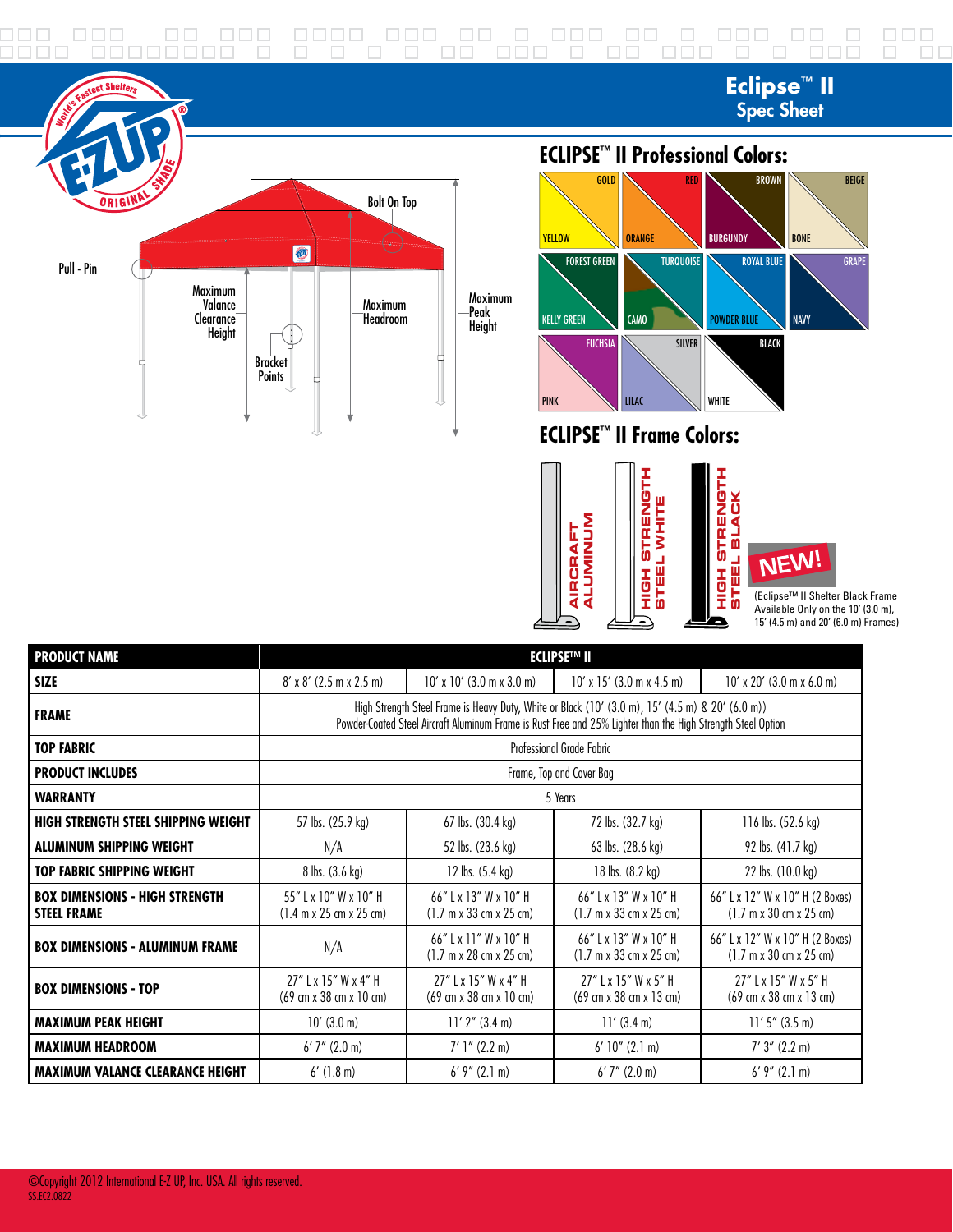# Eclipse™ II
Spec Sheet

Bolt On Top

Pull - Pin

Maximum Valance Clearance Height

Maximum Headroom

Maximum Peak Height

Bracket Points

## ECLIPSE™ II Professional Colors:

GOLD / YELLOW
RED / ORANGE
BROWN / BURGUNDY
BEIGE / BONE
FOREST GREEN / KELLY GREEN
TURQUOISE / CAMO
ROYAL BLUE / POWDER BLUE
GRAPE / NAVY
FUCHSIA / PINK
SILVER / LILAC
BLACK / WHITE

## ECLIPSE™ II Frame Colors:

AIRCRAFT ALUMINUM
HIGH STRENGTH STEEL WHITE
HIGH STRENGTH STEEL BLACK

NEW!
(Eclipse™ II Shelter Black Frame Available Only on the 10' (3.0 m), 15' (4.5 m) and 20' (6.0 m) Frames)

| PRODUCT NAME | ECLIPSE™ II | | | |
|---|---|---|---|---|
| SIZE | 8' x 8' (2.5 m x 2.5 m) | 10' x 10' (3.0 m x 3.0 m) | 10' x 15' (3.0 m x 4.5 m) | 10' x 20' (3.0 m x 6.0 m) |
| FRAME | High Strength Steel Frame is Heavy Duty, White or Black (10' (3.0 m), 15' (4.5 m) & 20' (6.0 m)) Powder-Coated Steel Aircraft Aluminum Frame is Rust Free and 25% Lighter than the High Strength Steel Option | | | |
| TOP FABRIC | Professional Grade Fabric | | | |
| PRODUCT INCLUDES | Frame, Top and Cover Bag | | | |
| WARRANTY | 5 Years | | | |
| HIGH STRENGTH STEEL SHIPPING WEIGHT | 57 lbs. (25.9 kg) | 67 lbs. (30.4 kg) | 72 lbs. (32.7 kg) | 116 lbs. (52.6 kg) |
| ALUMINUM SHIPPING WEIGHT | N/A | 52 lbs. (23.6 kg) | 63 lbs. (28.6 kg) | 92 lbs. (41.7 kg) |
| TOP FABRIC SHIPPING WEIGHT | 8 lbs. (3.6 kg) | 12 lbs. (5.4 kg) | 18 lbs. (8.2 kg) | 22 lbs. (10.0 kg) |
| BOX DIMENSIONS - HIGH STRENGTH STEEL FRAME | 55" L x 10" W x 10" H (1.4 m x 25 cm x 25 cm) | 66" L x 13" W x 10" H (1.7 m x 33 cm x 25 cm) | 66" L x 13" W x 10" H (1.7 m x 33 cm x 25 cm) | 66" L x 12" W x 10" H (2 Boxes) (1.7 m x 30 cm x 25 cm) |
| BOX DIMENSIONS - ALUMINUM FRAME | N/A | 66" L x 11" W x 10" H (1.7 m x 28 cm x 25 cm) | 66" L x 13" W x 10" H (1.7 m x 33 cm x 25 cm) | 66" L x 12" W x 10" H (2 Boxes) (1.7 m x 30 cm x 25 cm) |
| BOX DIMENSIONS - TOP | 27" L x 15" W x 4" H (69 cm x 38 cm x 10 cm) | 27" L x 15" W x 4" H (69 cm x 38 cm x 10 cm) | 27" L x 15" W x 5" H (69 cm x 38 cm x 13 cm) | 27" L x 15" W x 5" H (69 cm x 38 cm x 13 cm) |
| MAXIMUM PEAK HEIGHT | 10' (3.0 m) | 11' 2" (3.4 m) | 11' (3.4 m) | 11' 5" (3.5 m) |
| MAXIMUM HEADROOM | 6' 7" (2.0 m) | 7' 1" (2.2 m) | 6' 10" (2.1 m) | 7' 3" (2.2 m) |
| MAXIMUM VALANCE CLEARANCE HEIGHT | 6' (1.8 m) | 6' 9" (2.1 m) | 6' 7" (2.0 m) | 6' 9" (2.1 m) |

©Copyright 2012 International E-Z UP, Inc. USA. All rights reserved.
SS.EC2.0822